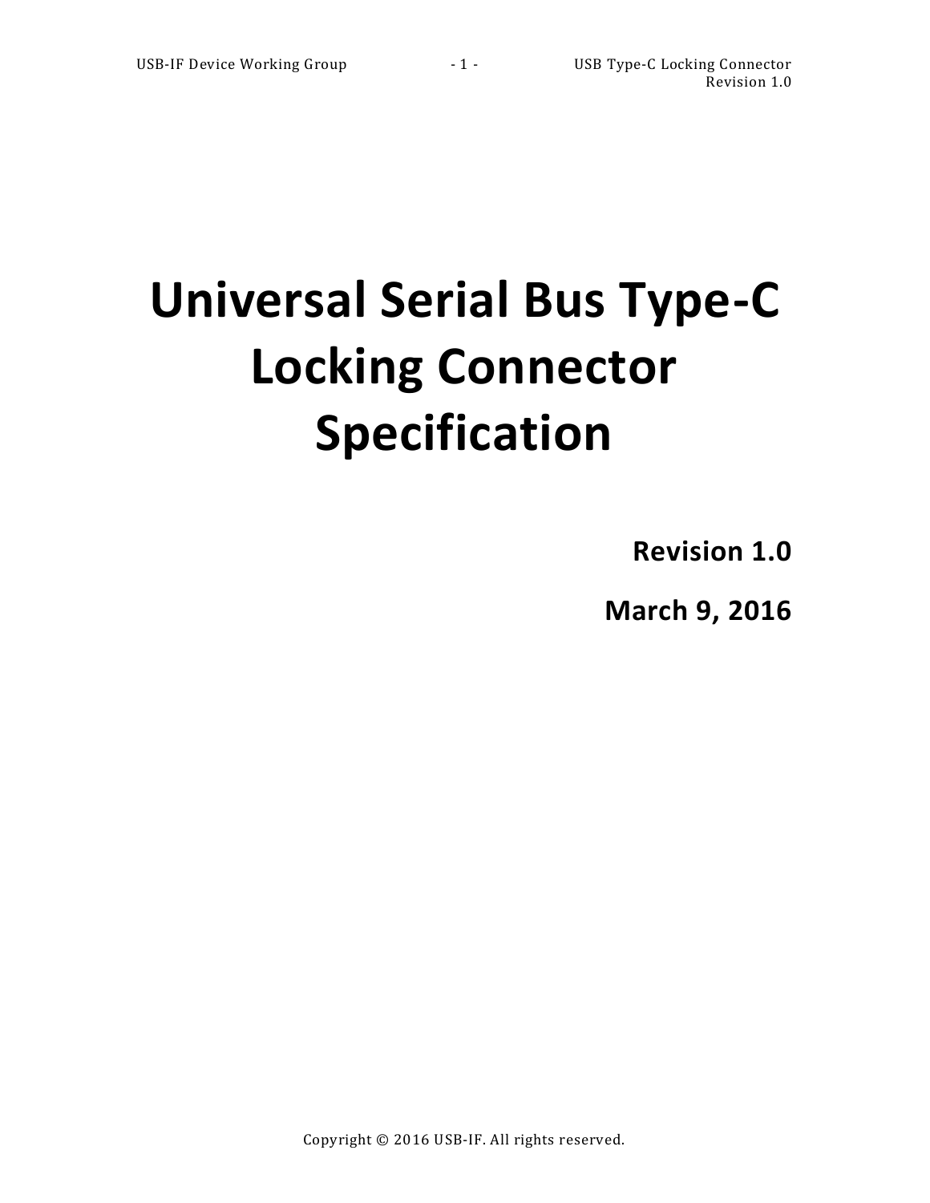# Universal Serial Bus Type-C Locking Connector Specification

**Revision 1.0**

**March 9, 2016**

Copyright © 2016 USB-IF. All rights reserved.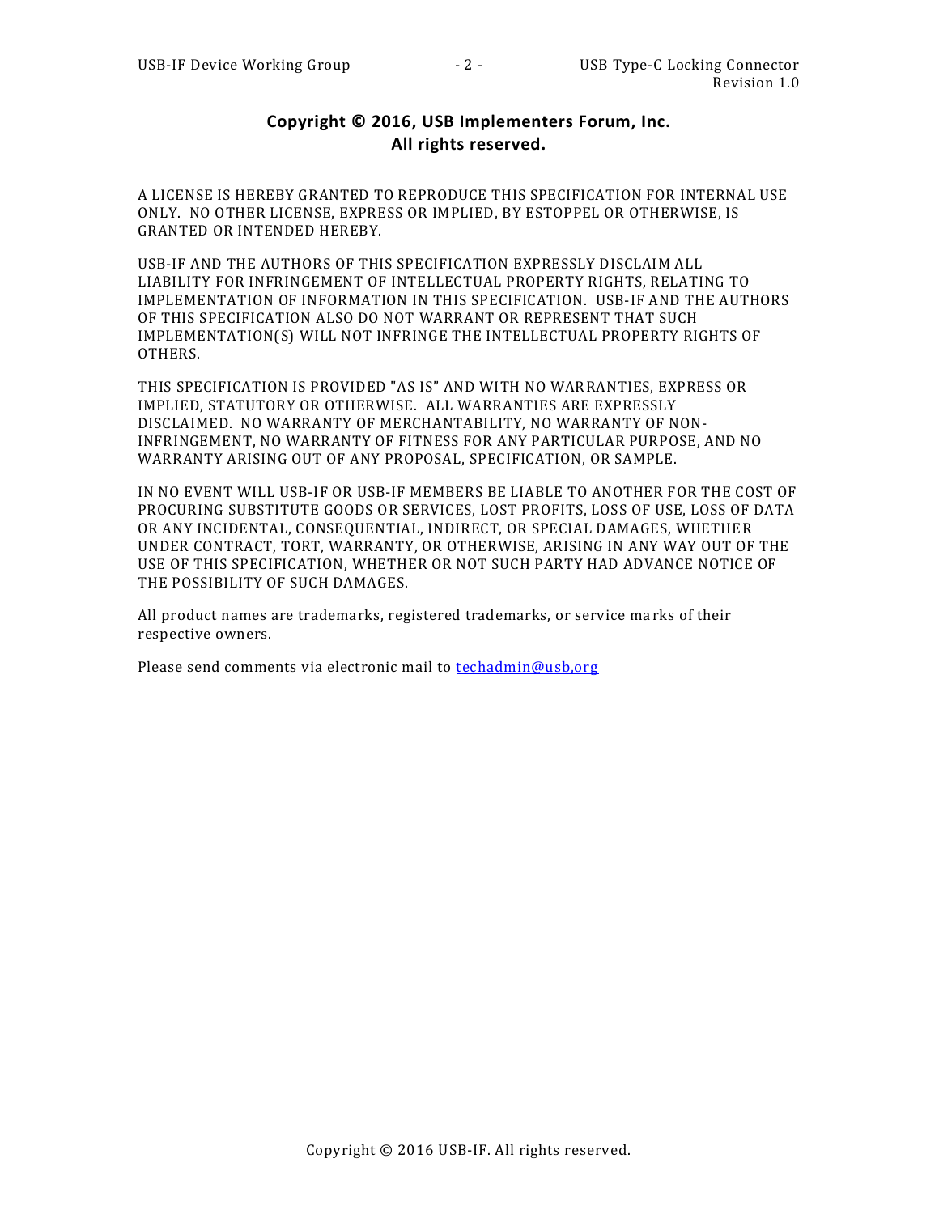**Copyright © 2016, USB Implementers Forum, Inc.**
**All rights reserved.**

A LICENSE IS HEREBY GRANTED TO REPRODUCE THIS SPECIFICATION FOR INTERNAL USE ONLY. NO OTHER LICENSE, EXPRESS OR IMPLIED, BY ESTOPPEL OR OTHERWISE, IS GRANTED OR INTENDED HEREBY.

USB-IF AND THE AUTHORS OF THIS SPECIFICATION EXPRESSLY DISCLAIM ALL LIABILITY FOR INFRINGEMENT OF INTELLECTUAL PROPERTY RIGHTS, RELATING TO IMPLEMENTATION OF INFORMATION IN THIS SPECIFICATION. USB-IF AND THE AUTHORS OF THIS SPECIFICATION ALSO DO NOT WARRANT OR REPRESENT THAT SUCH IMPLEMENTATION(S) WILL NOT INFRINGE THE INTELLECTUAL PROPERTY RIGHTS OF OTHERS.

THIS SPECIFICATION IS PROVIDED "AS IS" AND WITH NO WARRANTIES, EXPRESS OR IMPLIED, STATUTORY OR OTHERWISE. ALL WARRANTIES ARE EXPRESSLY DISCLAIMED. NO WARRANTY OF MERCHANTABILITY, NO WARRANTY OF NON-INFRINGEMENT, NO WARRANTY OF FITNESS FOR ANY PARTICULAR PURPOSE, AND NO WARRANTY ARISING OUT OF ANY PROPOSAL, SPECIFICATION, OR SAMPLE.

IN NO EVENT WILL USB-IF OR USB-IF MEMBERS BE LIABLE TO ANOTHER FOR THE COST OF PROCURING SUBSTITUTE GOODS OR SERVICES, LOST PROFITS, LOSS OF USE, LOSS OF DATA OR ANY INCIDENTAL, CONSEQUENTIAL, INDIRECT, OR SPECIAL DAMAGES, WHETHER UNDER CONTRACT, TORT, WARRANTY, OR OTHERWISE, ARISING IN ANY WAY OUT OF THE USE OF THIS SPECIFICATION, WHETHER OR NOT SUCH PARTY HAD ADVANCE NOTICE OF THE POSSIBILITY OF SUCH DAMAGES.

All product names are trademarks, registered trademarks, or service marks of their respective owners.

Please send comments via electronic mail to techadmin@usb,org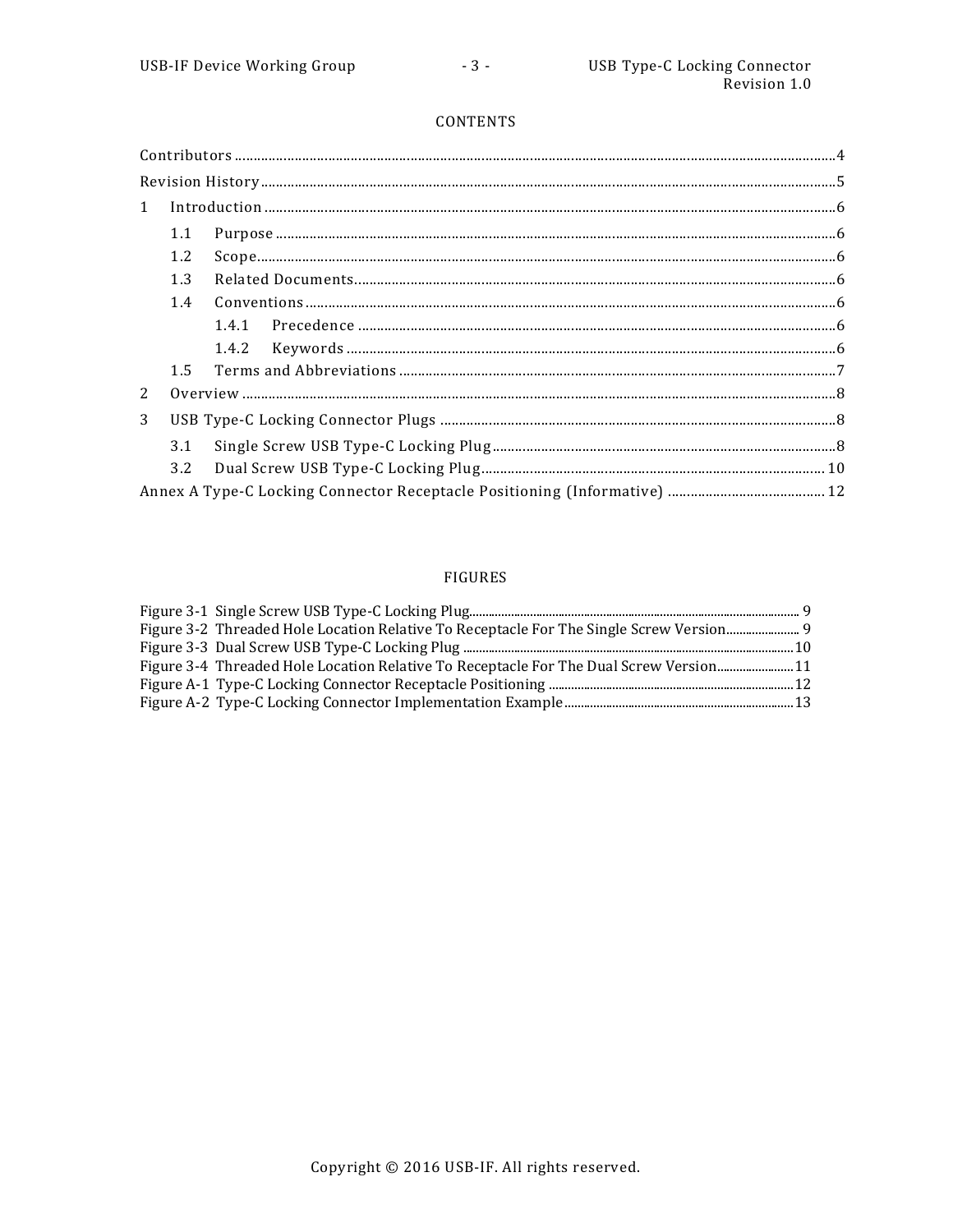CONTENTS

Contributors .....................................................................................................................................................4

Revision History ...............................................................................................................................................5

1 Introduction ...............................................................................................................................................6

- 1.1 Purpose ...............................................................................................................................................6
- 1.2 Scope....................................................................................................................................................6
- 1.3 Related Documents.............................................................................................................................6
- 1.4 Conventions ........................................................................................................................................6
  - 1.4.1 Precedence ...................................................................................................................................6
  - 1.4.2 Keywords .....................................................................................................................................6
- 1.5 Terms and Abbreviations ...................................................................................................................7

2 Overview ....................................................................................................................................................8

3 USB Type-C Locking Connector Plugs .......................................................................................................8

- 3.1 Single Screw USB Type-C Locking Plug...............................................................................................8
- 3.2 Dual Screw USB Type-C Locking Plug...............................................................................................10

Annex A Type-C Locking Connector Receptacle Positioning (Informative) ..............................................12

FIGURES

Figure 3-1 Single Screw USB Type-C Locking Plug.......................................................................................9

Figure 3-2 Threaded Hole Location Relative To Receptacle For The Single Screw Version........................9

Figure 3-3 Dual Screw USB Type-C Locking Plug ........................................................................................10

Figure 3-4 Threaded Hole Location Relative To Receptacle For The Dual Screw Version.........................11

Figure A-1 Type-C Locking Connector Receptacle Positioning ..................................................................12

Figure A-2 Type-C Locking Connector Implementation Example...............................................................13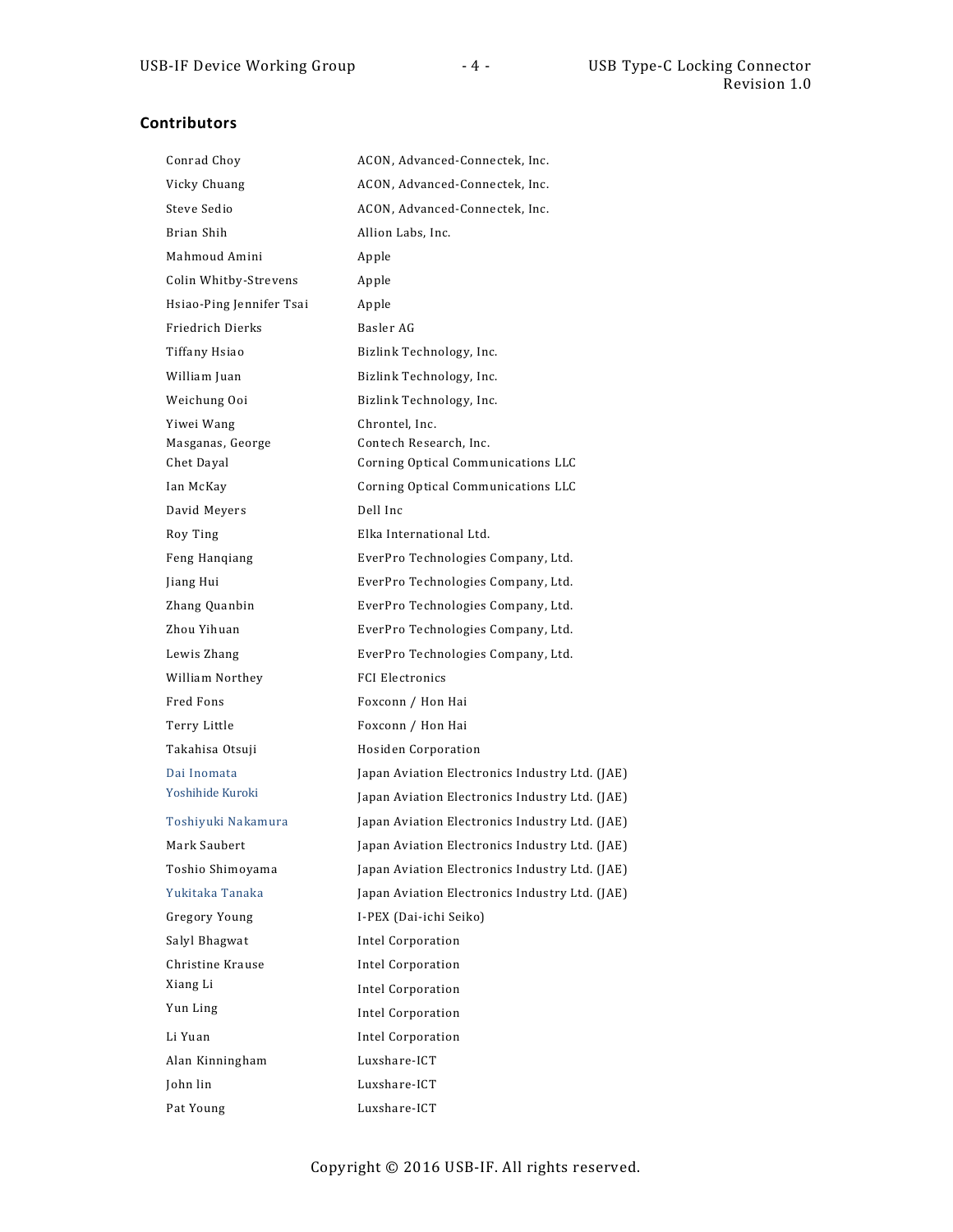## Contributors

| | |
|---|---|
| Conrad Choy | ACON, Advanced-Connectek, Inc. |
| Vicky Chuang | ACON, Advanced-Connectek, Inc. |
| Steve Sedio | ACON, Advanced-Connectek, Inc. |
| Brian Shih | Allion Labs, Inc. |
| Mahmoud Amini | Apple |
| Colin Whitby-Strevens | Apple |
| Hsiao-Ping Jennifer Tsai | Apple |
| Friedrich Dierks | Basler AG |
| Tiffany Hsiao | Bizlink Technology, Inc. |
| William Juan | Bizlink Technology, Inc. |
| Weichung Ooi | Bizlink Technology, Inc. |
| Yiwei Wang | Chrontel, Inc. |
| Masganas, George | Contech Research, Inc. |
| Chet Dayal | Corning Optical Communications LLC |
| Ian McKay | Corning Optical Communications LLC |
| David Meyers | Dell Inc |
| Roy Ting | Elka International Ltd. |
| Feng Hanqiang | EverPro Technologies Company, Ltd. |
| Jiang Hui | EverPro Technologies Company, Ltd. |
| Zhang Quanbin | EverPro Technologies Company, Ltd. |
| Zhou Yihuan | EverPro Technologies Company, Ltd. |
| Lewis Zhang | EverPro Technologies Company, Ltd. |
| William Northey | FCI Electronics |
| Fred Fons | Foxconn / Hon Hai |
| Terry Little | Foxconn / Hon Hai |
| Takahisa Otsuji | Hosiden Corporation |
| Dai Inomata | Japan Aviation Electronics Industry Ltd. (JAE) |
| Yoshihide Kuroki | Japan Aviation Electronics Industry Ltd. (JAE) |
| Toshiyuki Nakamura | Japan Aviation Electronics Industry Ltd. (JAE) |
| Mark Saubert | Japan Aviation Electronics Industry Ltd. (JAE) |
| Toshio Shimoyama | Japan Aviation Electronics Industry Ltd. (JAE) |
| Yukitaka Tanaka | Japan Aviation Electronics Industry Ltd. (JAE) |
| Gregory Young | I-PEX (Dai-ichi Seiko) |
| Salyl Bhagwat | Intel Corporation |
| Christine Krause | Intel Corporation |
| Xiang Li | Intel Corporation |
| Yun Ling | Intel Corporation |
| Li Yuan | Intel Corporation |
| Alan Kinningham | Luxshare-ICT |
| John lin | Luxshare-ICT |
| Pat Young | Luxshare-ICT |

Copyright © 2016 USB-IF. All rights reserved.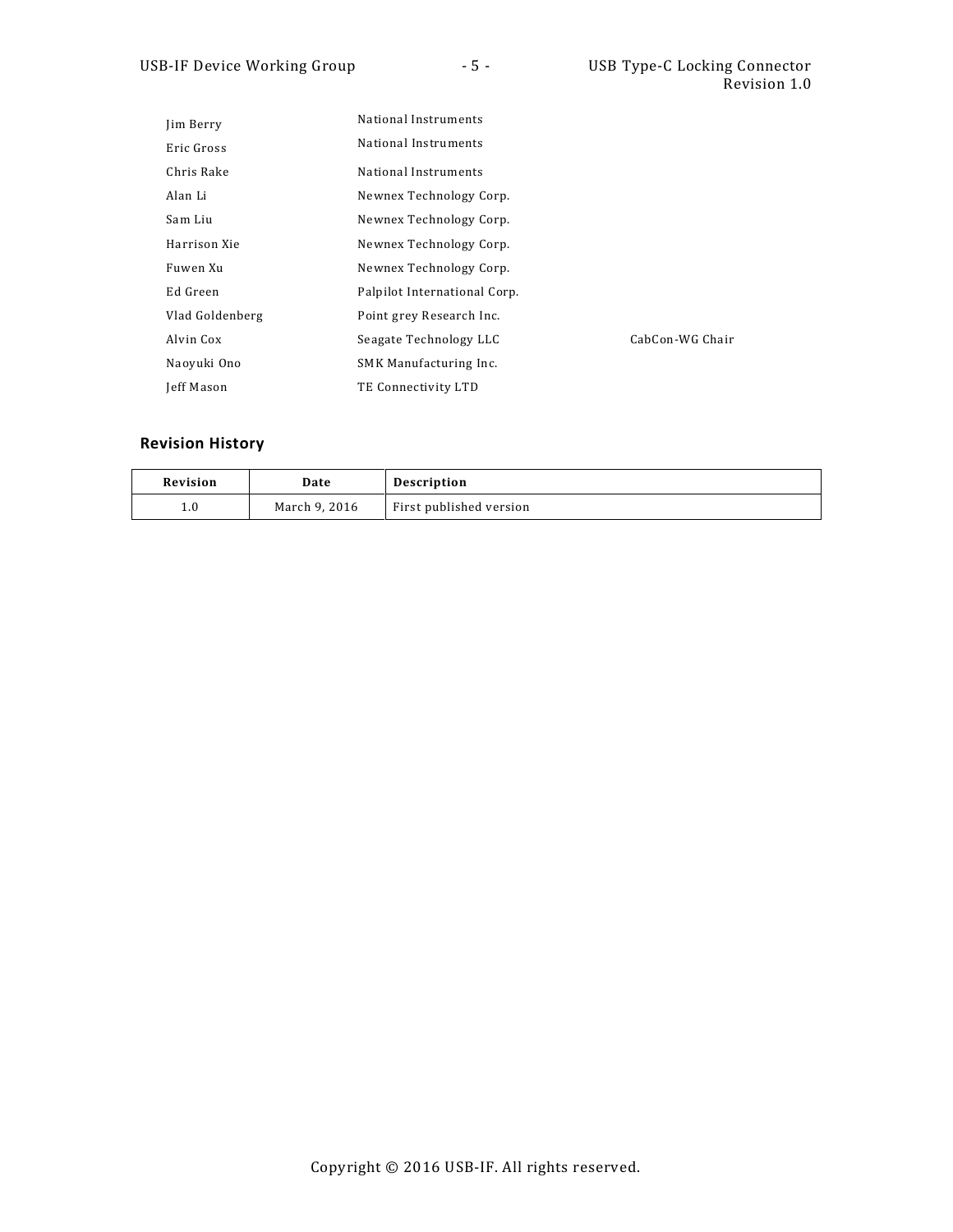| | | |
|---|---|---|
| Jim Berry | National Instruments | |
| Eric Gross | National Instruments | |
| Chris Rake | National Instruments | |
| Alan Li | Newnex Technology Corp. | |
| Sam Liu | Newnex Technology Corp. | |
| Harrison Xie | Newnex Technology Corp. | |
| Fuwen Xu | Newnex Technology Corp. | |
| Ed Green | Palpilot International Corp. | |
| Vlad Goldenberg | Point grey Research Inc. | |
| Alvin Cox | Seagate Technology LLC | CabCon-WG Chair |
| Naoyuki Ono | SMK Manufacturing Inc. | |
| Jeff Mason | TE Connectivity LTD | |

## Revision History

| Revision | Date | Description |
|---|---|---|
| 1.0 | March 9, 2016 | First published version |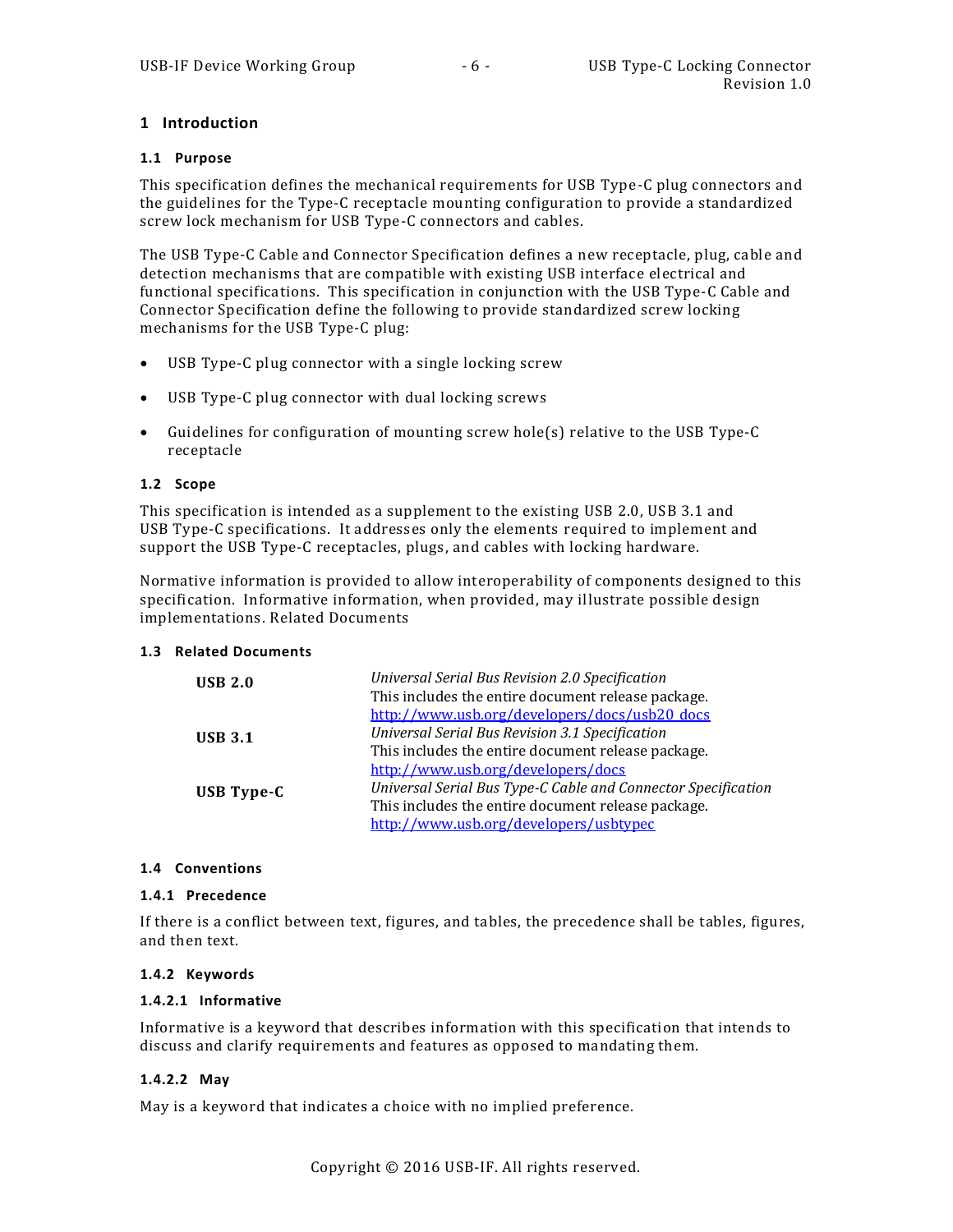# 1 Introduction

## 1.1 Purpose

This specification defines the mechanical requirements for USB Type-C plug connectors and the guidelines for the Type-C receptacle mounting configuration to provide a standardized screw lock mechanism for USB Type-C connectors and cables.

The USB Type-C Cable and Connector Specification defines a new receptacle, plug, cable and detection mechanisms that are compatible with existing USB interface electrical and functional specifications. This specification in conjunction with the USB Type-C Cable and Connector Specification define the following to provide standardized screw locking mechanisms for the USB Type-C plug:

- USB Type-C plug connector with a single locking screw
- USB Type-C plug connector with dual locking screws
- Guidelines for configuration of mounting screw hole(s) relative to the USB Type-C receptacle

## 1.2 Scope

This specification is intended as a supplement to the existing USB 2.0, USB 3.1 and USB Type-C specifications. It addresses only the elements required to implement and support the USB Type-C receptacles, plugs, and cables with locking hardware.

Normative information is provided to allow interoperability of components designed to this specification. Informative information, when provided, may illustrate possible design implementations. Related Documents

## 1.3 Related Documents

| | |
|---|---|
| **USB 2.0** | *Universal Serial Bus Revision 2.0 Specification*<br>This includes the entire document release package.<br>[http://www.usb.org/developers/docs/usb20_docs](http://www.usb.org/developers/docs/usb20_docs) |
| **USB 3.1** | *Universal Serial Bus Revision 3.1 Specification*<br>This includes the entire document release package.<br>[http://www.usb.org/developers/docs](http://www.usb.org/developers/docs) |
| **USB Type-C** | *Universal Serial Bus Type-C Cable and Connector Specification*<br>This includes the entire document release package.<br>[http://www.usb.org/developers/usbtypec](http://www.usb.org/developers/usbtypec) |

## 1.4 Conventions

### 1.4.1 Precedence

If there is a conflict between text, figures, and tables, the precedence shall be tables, figures, and then text.

### 1.4.2 Keywords

#### 1.4.2.1 Informative

Informative is a keyword that describes information with this specification that intends to discuss and clarify requirements and features as opposed to mandating them.

#### 1.4.2.2 May

May is a keyword that indicates a choice with no implied preference.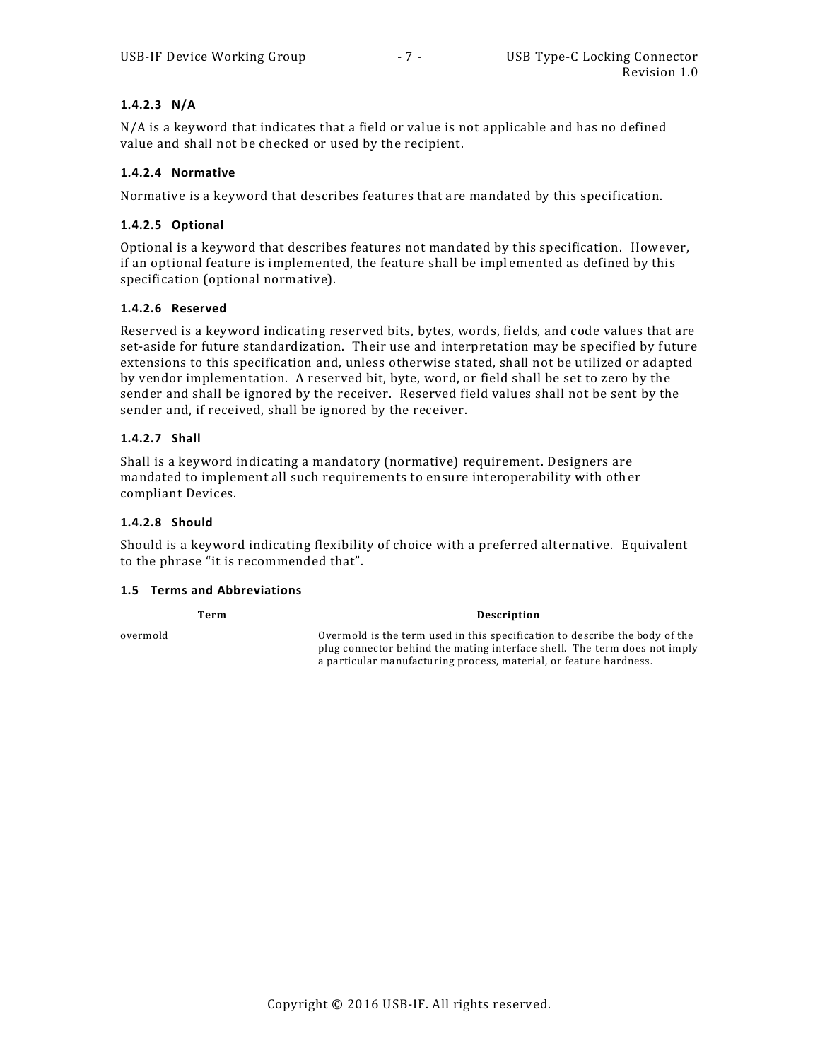#### 1.4.2.3 N/A

N/A is a keyword that indicates that a field or value is not applicable and has no defined value and shall not be checked or used by the recipient.

#### 1.4.2.4 Normative

Normative is a keyword that describes features that are mandated by this specification.

#### 1.4.2.5 Optional

Optional is a keyword that describes features not mandated by this specification. However, if an optional feature is implemented, the feature shall be implemented as defined by this specification (optional normative).

#### 1.4.2.6 Reserved

Reserved is a keyword indicating reserved bits, bytes, words, fields, and code values that are set-aside for future standardization. Their use and interpretation may be specified by future extensions to this specification and, unless otherwise stated, shall not be utilized or adapted by vendor implementation. A reserved bit, byte, word, or field shall be set to zero by the sender and shall be ignored by the receiver. Reserved field values shall not be sent by the sender and, if received, shall be ignored by the receiver.

#### 1.4.2.7 Shall

Shall is a keyword indicating a mandatory (normative) requirement. Designers are mandated to implement all such requirements to ensure interoperability with other compliant Devices.

#### 1.4.2.8 Should

Should is a keyword indicating flexibility of choice with a preferred alternative. Equivalent to the phrase "it is recommended that".

### 1.5 Terms and Abbreviations

| Term | Description |
|---|---|
| overmold | Overmold is the term used in this specification to describe the body of the plug connector behind the mating interface shell. The term does not imply a particular manufacturing process, material, or feature hardness. |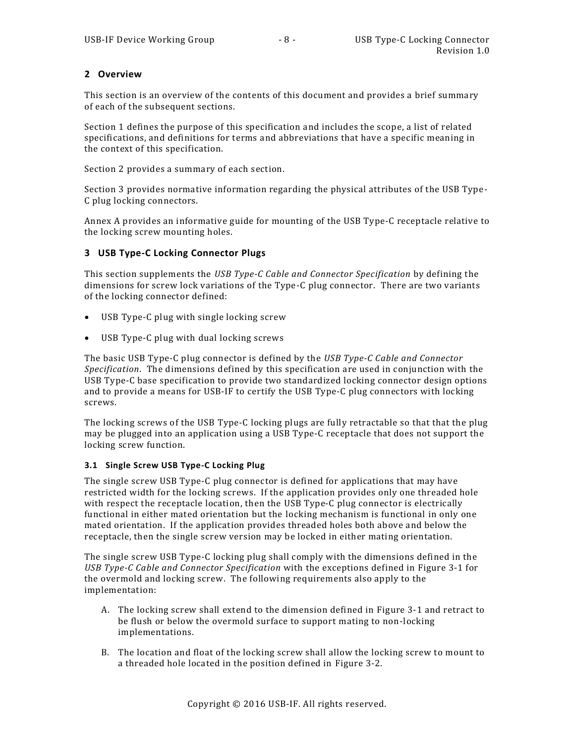# 2 Overview

This section is an overview of the contents of this document and provides a brief summary of each of the subsequent sections.

Section 1 defines the purpose of this specification and includes the scope, a list of related specifications, and definitions for terms and abbreviations that have a specific meaning in the context of this specification.

Section 2 provides a summary of each section.

Section 3 provides normative information regarding the physical attributes of the USB Type-C plug locking connectors.

Annex A provides an informative guide for mounting of the USB Type-C receptacle relative to the locking screw mounting holes.

# 3 USB Type-C Locking Connector Plugs

This section supplements the *USB Type-C Cable and Connector Specification* by defining the dimensions for screw lock variations of the Type-C plug connector. There are two variants of the locking connector defined:

- USB Type-C plug with single locking screw
- USB Type-C plug with dual locking screws

The basic USB Type-C plug connector is defined by the *USB Type-C Cable and Connector Specification*. The dimensions defined by this specification are used in conjunction with the USB Type-C base specification to provide two standardized locking connector design options and to provide a means for USB-IF to certify the USB Type-C plug connectors with locking screws.

The locking screws of the USB Type-C locking plugs are fully retractable so that that the plug may be plugged into an application using a USB Type-C receptacle that does not support the locking screw function.

## 3.1 Single Screw USB Type-C Locking Plug

The single screw USB Type-C plug connector is defined for applications that may have restricted width for the locking screws. If the application provides only one threaded hole with respect the receptacle location, then the USB Type-C plug connector is electrically functional in either mated orientation but the locking mechanism is functional in only one mated orientation. If the application provides threaded holes both above and below the receptacle, then the single screw version may be locked in either mating orientation.

The single screw USB Type-C locking plug shall comply with the dimensions defined in the *USB Type-C Cable and Connector Specification* with the exceptions defined in Figure 3-1 for the overmold and locking screw. The following requirements also apply to the implementation:

A. The locking screw shall extend to the dimension defined in Figure 3-1 and retract to be flush or below the overmold surface to support mating to non-locking implementations.

B. The location and float of the locking screw shall allow the locking screw to mount to a threaded hole located in the position defined in Figure 3-2.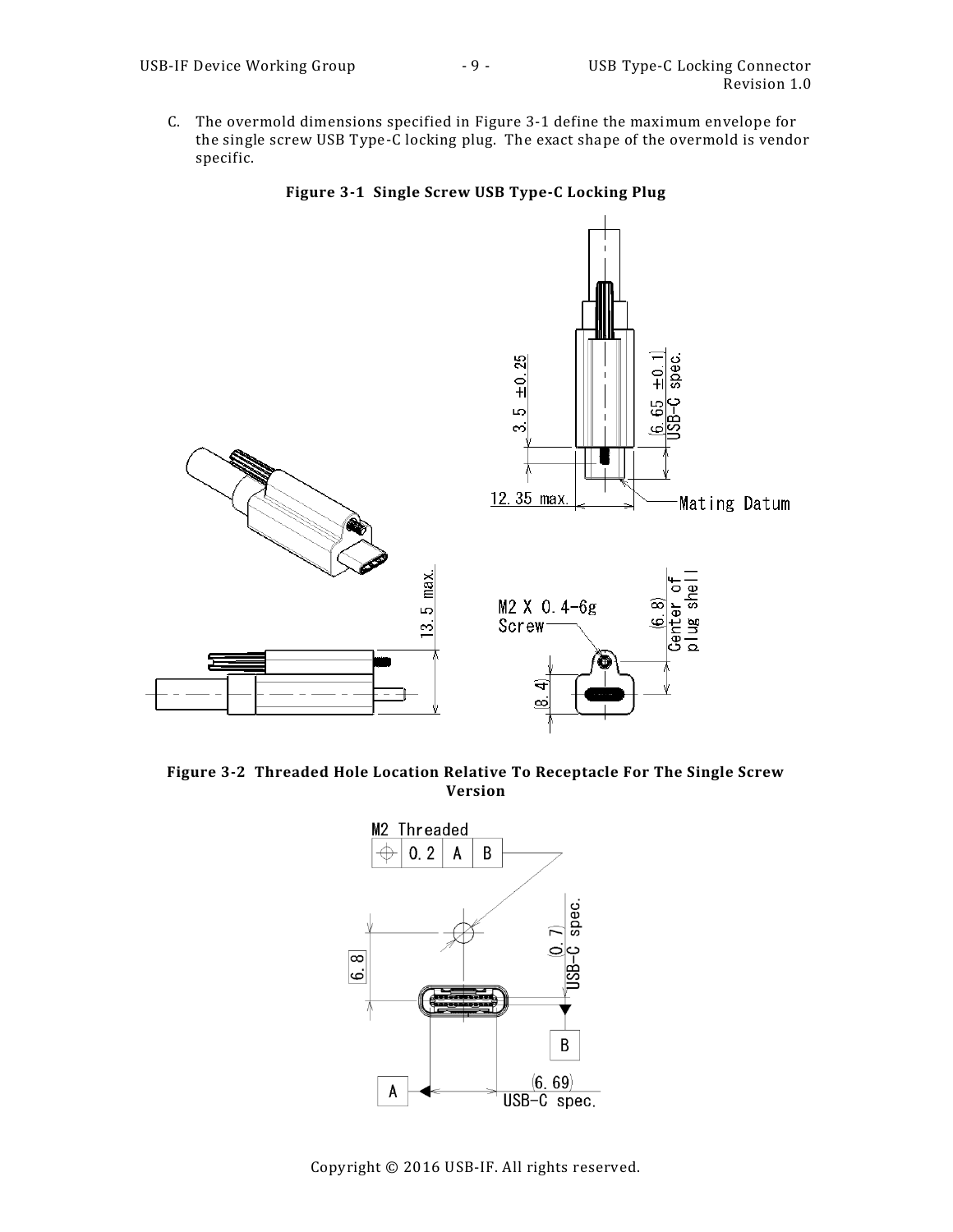C. The overmold dimensions specified in Figure 3-1 define the maximum envelope for the single screw USB Type-C locking plug. The exact shape of the overmold is vendor specific.

**Figure 3-1 Single Screw USB Type-C Locking Plug**

**Figure 3-2 Threaded Hole Location Relative To Receptacle For The Single Screw Version**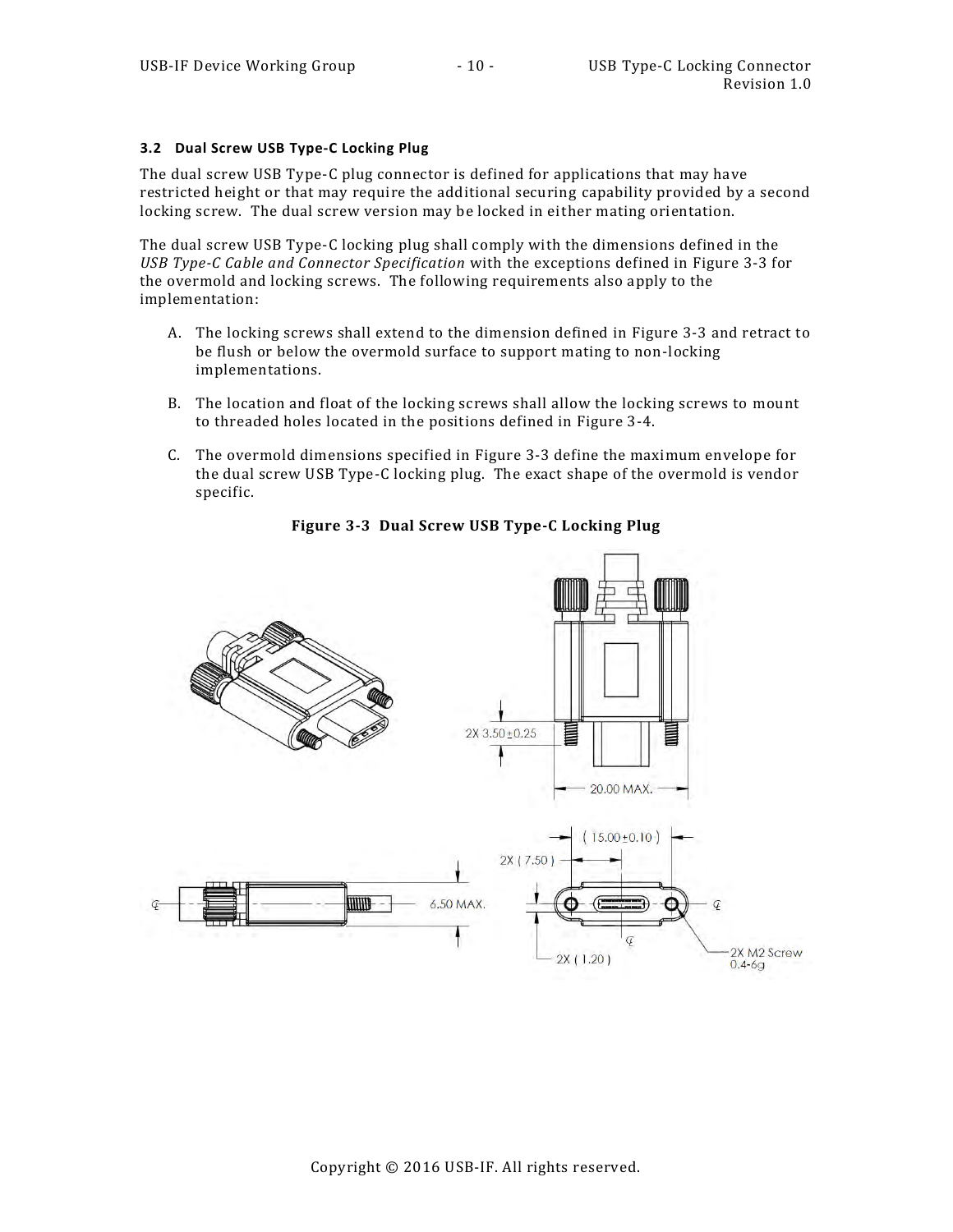### 3.2 Dual Screw USB Type-C Locking Plug

The dual screw USB Type-C plug connector is defined for applications that may have restricted height or that may require the additional securing capability provided by a second locking screw. The dual screw version may be locked in either mating orientation.

The dual screw USB Type-C locking plug shall comply with the dimensions defined in the *USB Type-C Cable and Connector Specification* with the exceptions defined in Figure 3-3 for the overmold and locking screws. The following requirements also apply to the implementation:

A. The locking screws shall extend to the dimension defined in Figure 3-3 and retract to be flush or below the overmold surface to support mating to non-locking implementations.

B. The location and float of the locking screws shall allow the locking screws to mount to threaded holes located in the positions defined in Figure 3-4.

C. The overmold dimensions specified in Figure 3-3 define the maximum envelope for the dual screw USB Type-C locking plug. The exact shape of the overmold is vendor specific.

**Figure 3-3 Dual Screw USB Type-C Locking Plug**

2X 3.50±0.25

20.00 MAX.

( 15.00±0.10 )

2X ( 7.50 )

6.50 MAX.

2X ( 1.20 )

2X M2 Screw 0.4-6g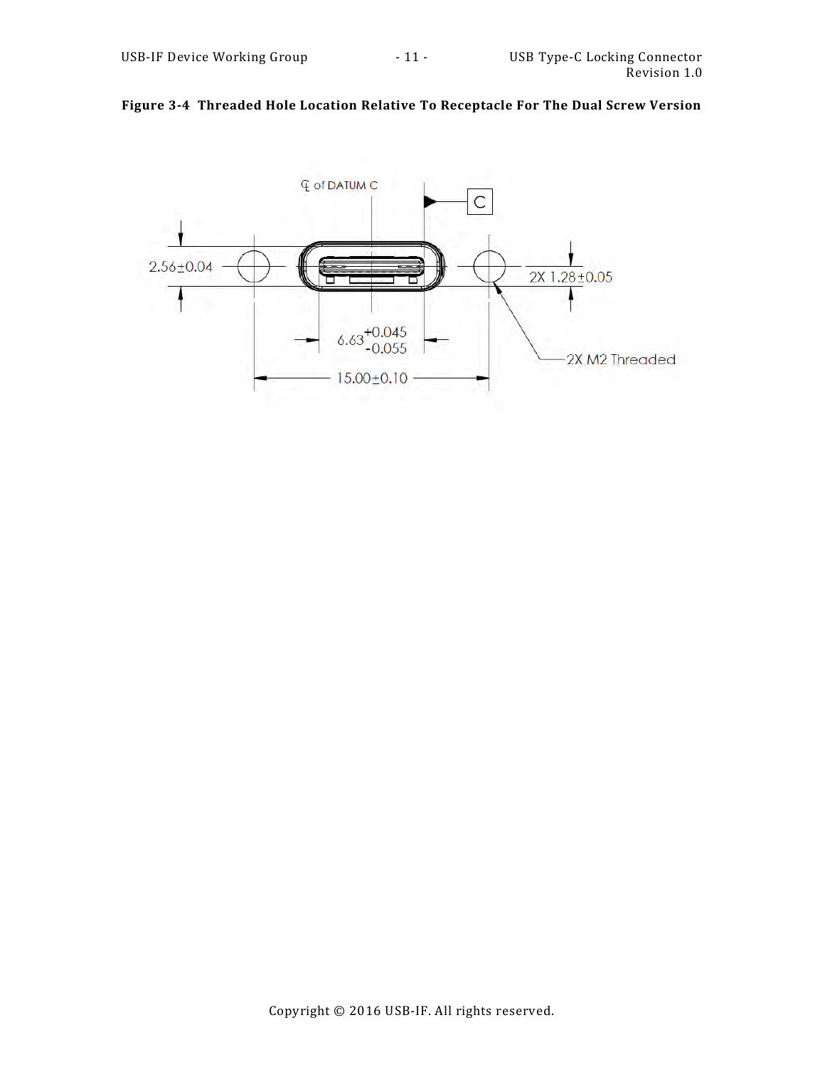**Figure 3-4 Threaded Hole Location Relative To Receptacle For The Dual Screw Version**

℄ of DATUM C

C

2.56±0.04

2X 1.28±0.05

$6.63^{+0.045}_{-0.055}$

2X M2 Threaded

15.00±0.10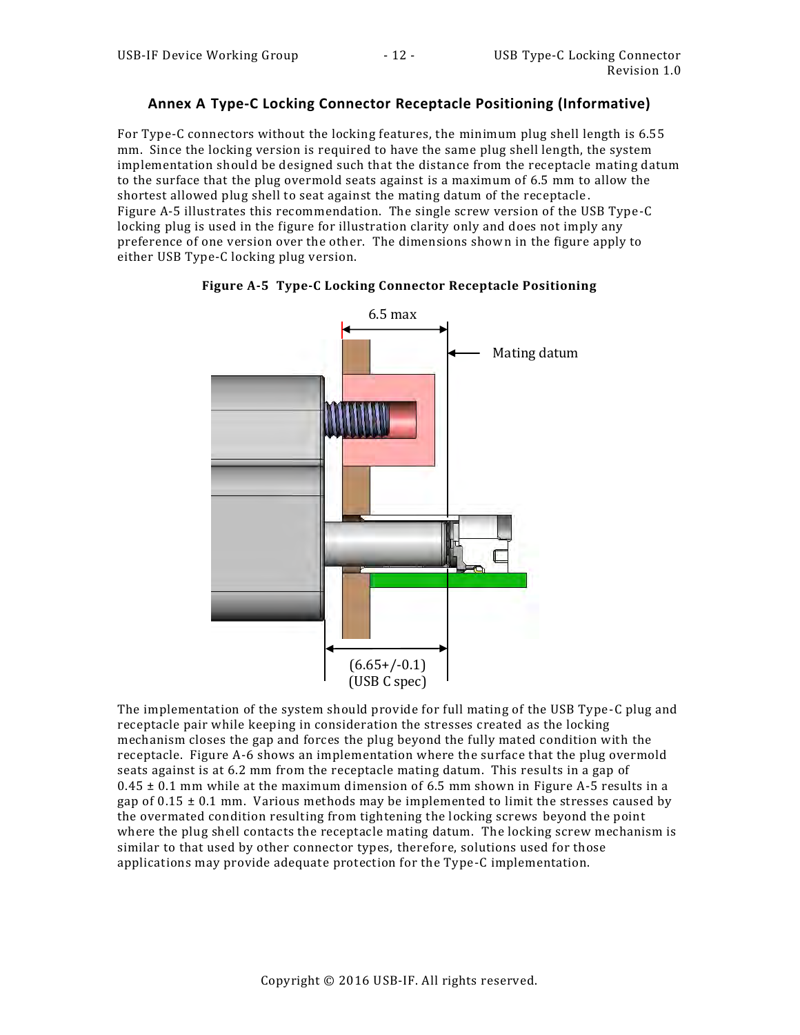## Annex A Type-C Locking Connector Receptacle Positioning (Informative)

For Type-C connectors without the locking features, the minimum plug shell length is 6.55 mm. Since the locking version is required to have the same plug shell length, the system implementation should be designed such that the distance from the receptacle mating datum to the surface that the plug overmold seats against is a maximum of 6.5 mm to allow the shortest allowed plug shell to seat against the mating datum of the receptacle. Figure A-5 illustrates this recommendation. The single screw version of the USB Type-C locking plug is used in the figure for illustration clarity only and does not imply any preference of one version over the other. The dimensions shown in the figure apply to either USB Type-C locking plug version.

**Figure A-5 Type-C Locking Connector Receptacle Positioning**

6.5 max

Mating datum

(6.65+/-0.1)
(USB C spec)

The implementation of the system should provide for full mating of the USB Type-C plug and receptacle pair while keeping in consideration the stresses created as the locking mechanism closes the gap and forces the plug beyond the fully mated condition with the receptacle. Figure A-6 shows an implementation where the surface that the plug overmold seats against is at 6.2 mm from the receptacle mating datum. This results in a gap of 0.45 ± 0.1 mm while at the maximum dimension of 6.5 mm shown in Figure A-5 results in a gap of 0.15 ± 0.1 mm. Various methods may be implemented to limit the stresses caused by the overmated condition resulting from tightening the locking screws beyond the point where the plug shell contacts the receptacle mating datum. The locking screw mechanism is similar to that used by other connector types, therefore, solutions used for those applications may provide adequate protection for the Type-C implementation.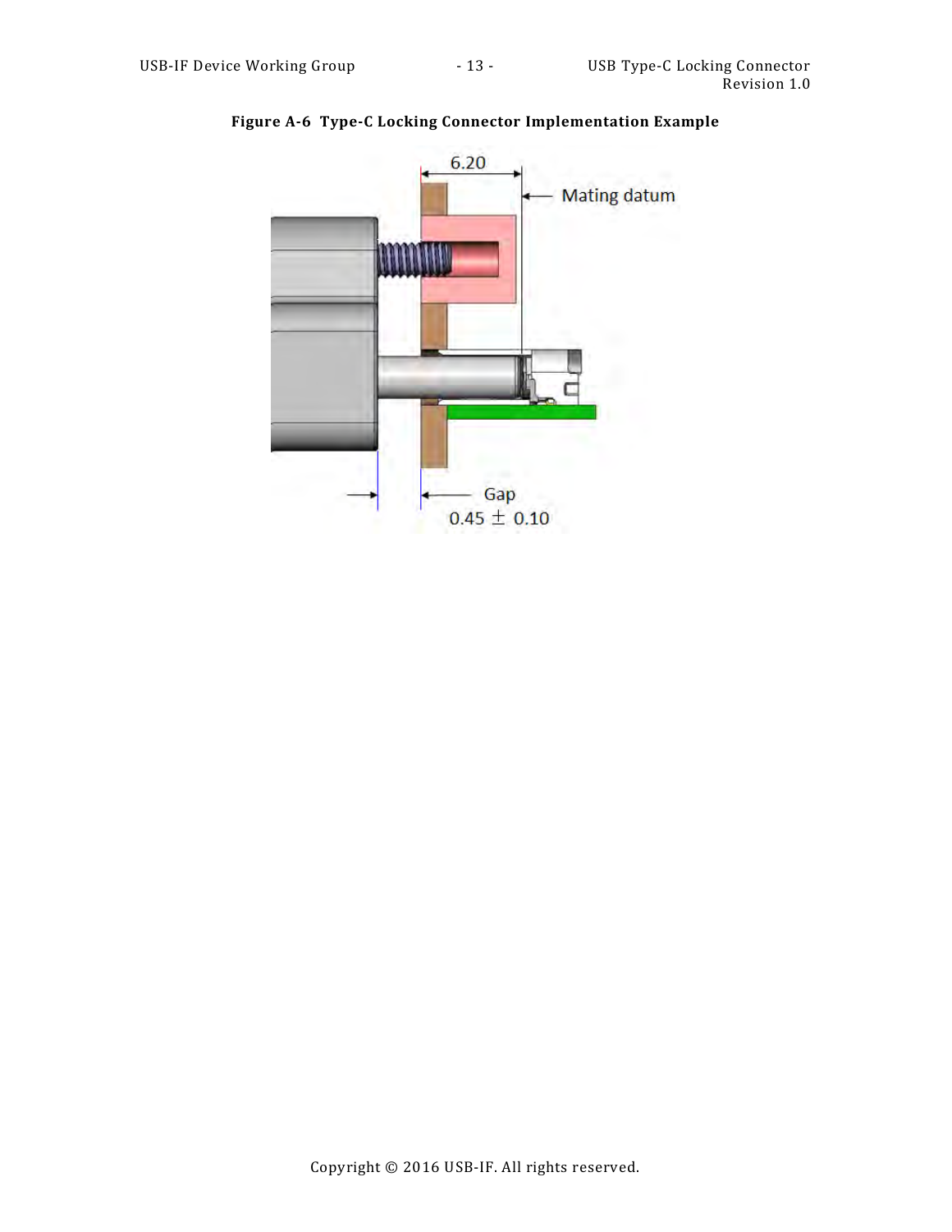**Figure A-6 Type-C Locking Connector Implementation Example**

6.20

Mating datum

Gap

0.45 ± 0.10

Copyright © 2016 USB-IF. All rights reserved.